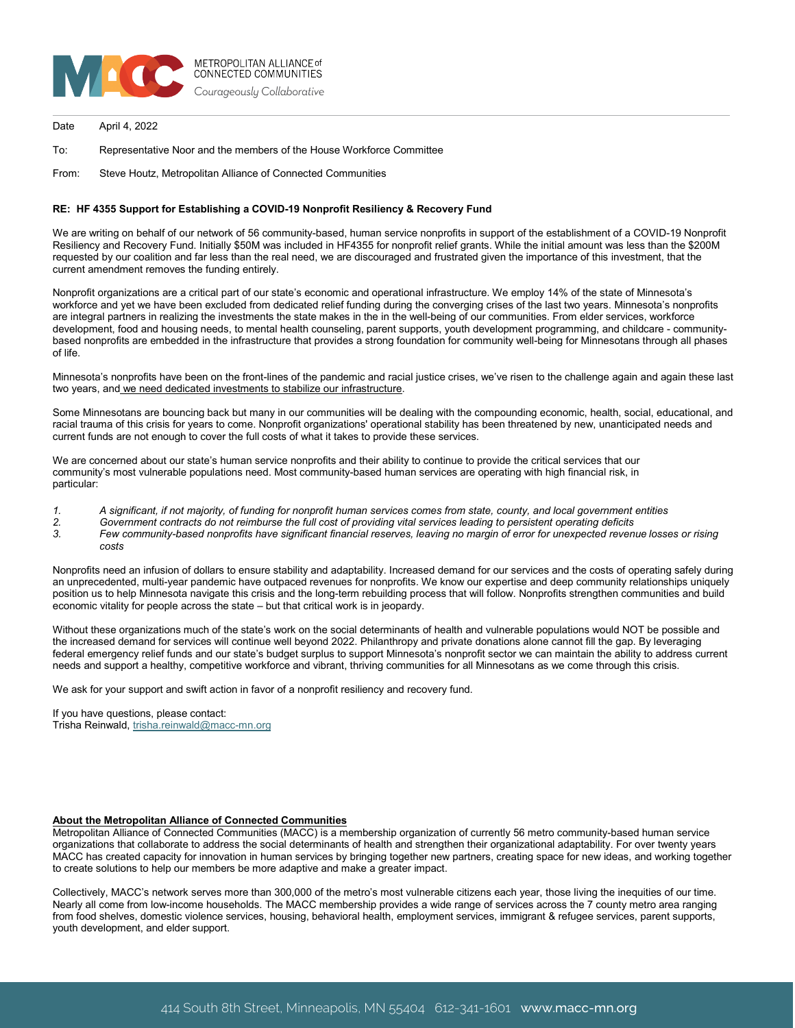METROPOLITAN ALLIANCE of CONNECTED COMMUNITIES

*Courageously Collaborative*

Date April 4, 2022

To: Representative Noor and the members of the House Workforce Committee

From: Steve Houtz, Metropolitan Alliance of Connected Communities

**RE: HF 4355 Support for Establishing a COVID-19 Nonprofit Resiliency & Recovery Fund**

We are writing on behalf of our network of 56 community-based, human service nonprofits in support of the establishment of a COVID-19 Nonprofit Resiliency and Recovery Fund. Initially $50M was included in HF4355 for nonprofit relief grants. While the initial amount was less than the $200M requested by our coalition and far less than the real need, we are discouraged and frustrated given the importance of this investment, that the current amendment removes the funding entirely.

Nonprofit organizations are a critical part of our state's economic and operational infrastructure. We employ 14% of the state of Minnesota's workforce and yet we have been excluded from dedicated relief funding during the converging crises of the last two years. Minnesota's nonprofits are integral partners in realizing the investments the state makes in the in the well-being of our communities. From elder services, workforce development, food and housing needs, to mental health counseling, parent supports, youth development programming, and childcare - community-based nonprofits are embedded in the infrastructure that provides a strong foundation for community well-being for Minnesotans through all phases of life.

Minnesota's nonprofits have been on the front-lines of the pandemic and racial justice crises, we've risen to the challenge again and again these last two years, and <u>we need dedicated investments to stabilize our infrastructure</u>.

Some Minnesotans are bouncing back but many in our communities will be dealing with the compounding economic, health, social, educational, and racial trauma of this crisis for years to come. Nonprofit organizations' operational stability has been threatened by new, unanticipated needs and current funds are not enough to cover the full costs of what it takes to provide these services.

We are concerned about our state's human service nonprofits and their ability to continue to provide the critical services that our community's most vulnerable populations need. Most community-based human services are operating with high financial risk, in particular:

1. *A significant, if not majority, of funding for nonprofit human services comes from state, county, and local government entities*
2. *Government contracts do not reimburse the full cost of providing vital services leading to persistent operating deficits*
3. *Few community-based nonprofits have significant financial reserves, leaving no margin of error for unexpected revenue losses or rising costs*

Nonprofits need an infusion of dollars to ensure stability and adaptability. Increased demand for our services and the costs of operating safely during an unprecedented, multi-year pandemic have outpaced revenues for nonprofits. We know our expertise and deep community relationships uniquely position us to help Minnesota navigate this crisis and the long-term rebuilding process that will follow. Nonprofits strengthen communities and build economic vitality for people across the state – but that critical work is in jeopardy.

Without these organizations much of the state's work on the social determinants of health and vulnerable populations would NOT be possible and the increased demand for services will continue well beyond 2022. Philanthropy and private donations alone cannot fill the gap. By leveraging federal emergency relief funds and our state's budget surplus to support Minnesota's nonprofit sector we can maintain the ability to address current needs and support a healthy, competitive workforce and vibrant, thriving communities for all Minnesotans as we come through this crisis.

We ask for your support and swift action in favor of a nonprofit resiliency and recovery fund.

If you have questions, please contact:
Trisha Reinwald, trisha.reinwald@macc-mn.org

**<u>About the Metropolitan Alliance of Connected Communities</u>**

Metropolitan Alliance of Connected Communities (MACC) is a membership organization of currently 56 metro community-based human service organizations that collaborate to address the social determinants of health and strengthen their organizational adaptability. For over twenty years MACC has created capacity for innovation in human services by bringing together new partners, creating space for new ideas, and working together to create solutions to help our members be more adaptive and make a greater impact.

Collectively, MACC's network serves more than 300,000 of the metro's most vulnerable citizens each year, those living the inequities of our time. Nearly all come from low-income households. The MACC membership provides a wide range of services across the 7 county metro area ranging from food shelves, domestic violence services, housing, behavioral health, employment services, immigrant & refugee services, parent supports, youth development, and elder support.

414 South 8th Street, Minneapolis, MN 55404 612-341-1601 www.macc-mn.org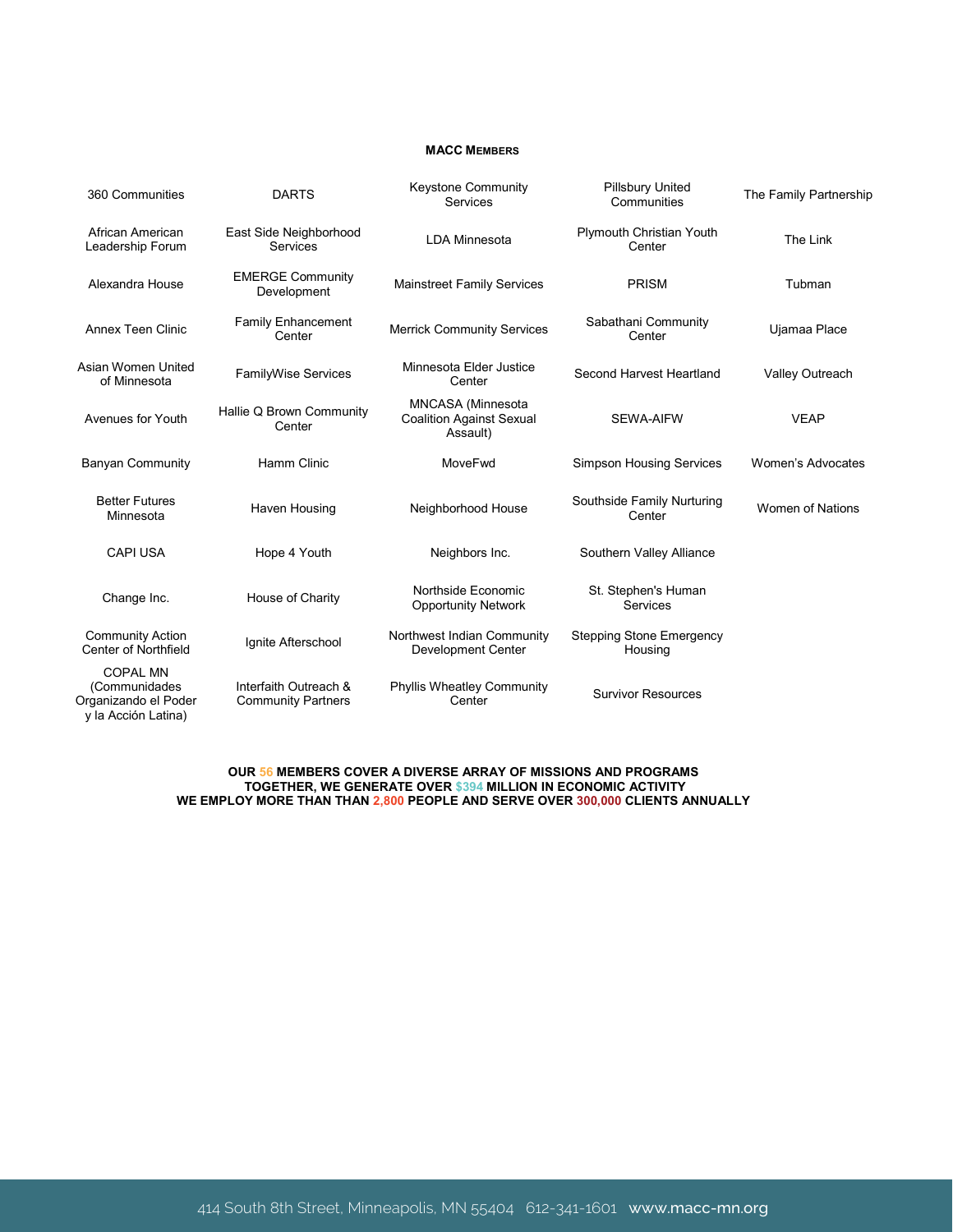**MACC MEMBERS**

| | | | | |
|---|---|---|---|---|
| 360 Communities | DARTS | Keystone Community Services | Pillsbury United Communities | The Family Partnership |
| African American Leadership Forum | East Side Neighborhood Services | LDA Minnesota | Plymouth Christian Youth Center | The Link |
| Alexandra House | EMERGE Community Development | Mainstreet Family Services | PRISM | Tubman |
| Annex Teen Clinic | Family Enhancement Center | Merrick Community Services | Sabathani Community Center | Ujamaa Place |
| Asian Women United of Minnesota | FamilyWise Services | Minnesota Elder Justice Center | Second Harvest Heartland | Valley Outreach |
| Avenues for Youth | Hallie Q Brown Community Center | MNCASA (Minnesota Coalition Against Sexual Assault) | SEWA-AIFW | VEAP |
| Banyan Community | Hamm Clinic | MoveFwd | Simpson Housing Services | Women's Advocates |
| Better Futures Minnesota | Haven Housing | Neighborhood House | Southside Family Nurturing Center | Women of Nations |
| CAPI USA | Hope 4 Youth | Neighbors Inc. | Southern Valley Alliance | |
| Change Inc. | House of Charity | Northside Economic Opportunity Network | St. Stephen's Human Services | |
| Community Action Center of Northfield | Ignite Afterschool | Northwest Indian Community Development Center | Stepping Stone Emergency Housing | |
| COPAL MN (Communidades Organizando el Poder y la Acción Latina) | Interfaith Outreach & Community Partners | Phyllis Wheatley Community Center | Survivor Resources | |

**OUR 56 MEMBERS COVER A DIVERSE ARRAY OF MISSIONS AND PROGRAMS**
**TOGETHER, WE GENERATE OVER $394 MILLION IN ECONOMIC ACTIVITY**
**WE EMPLOY MORE THAN THAN 2,800 PEOPLE AND SERVE OVER 300,000 CLIENTS ANNUALLY**

414 South 8th Street, Minneapolis, MN 55404 612-341-1601 www.macc-mn.org